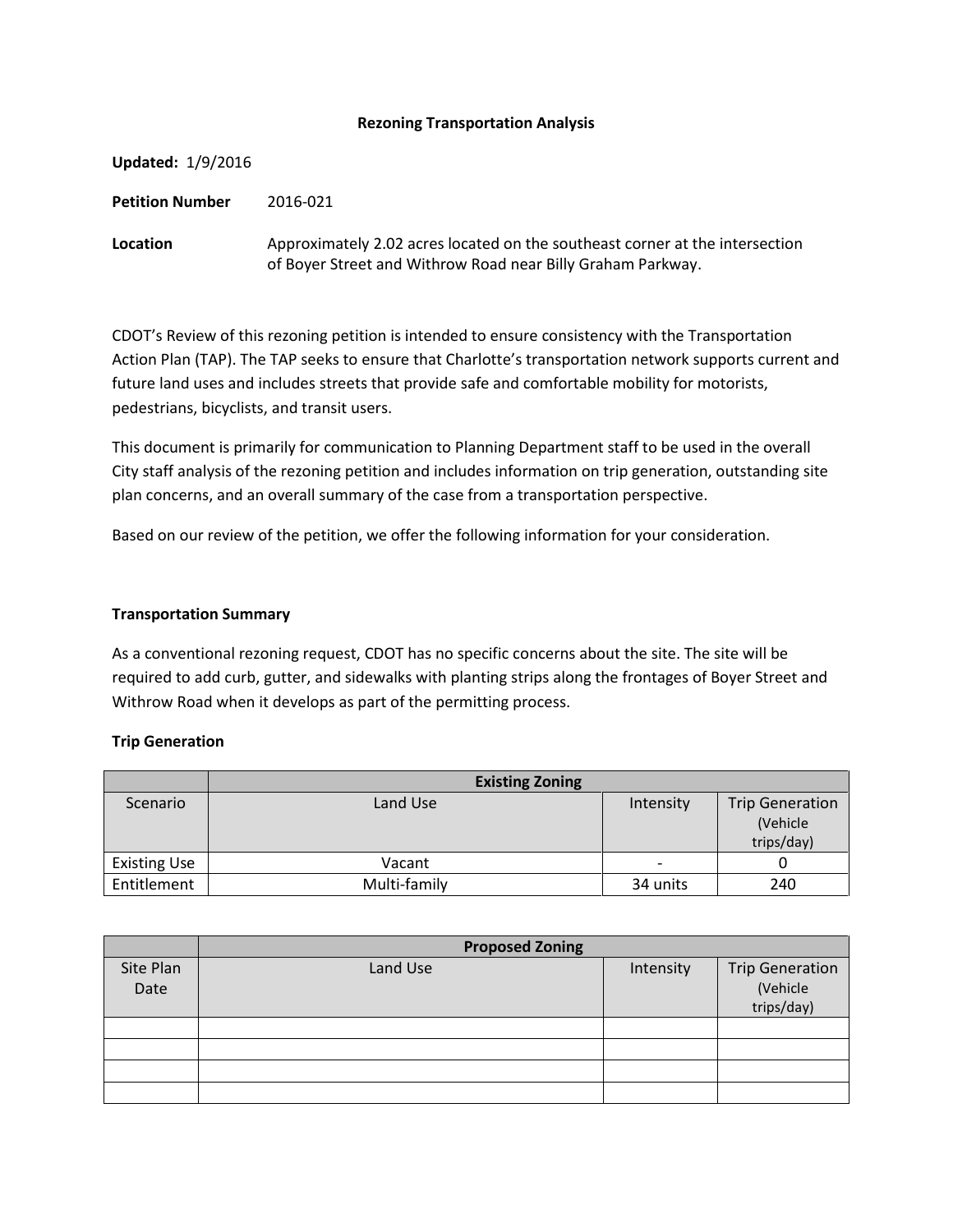# Rezoning Transportation Analysis

**Updated:** 1/9/2016

**Petition Number** 2016-021

**Location** Approximately 2.02 acres located on the southeast corner at the intersection of Boyer Street and Withrow Road near Billy Graham Parkway.

CDOT's Review of this rezoning petition is intended to ensure consistency with the Transportation Action Plan (TAP). The TAP seeks to ensure that Charlotte's transportation network supports current and future land uses and includes streets that provide safe and comfortable mobility for motorists, pedestrians, bicyclists, and transit users.

This document is primarily for communication to Planning Department staff to be used in the overall City staff analysis of the rezoning petition and includes information on trip generation, outstanding site plan concerns, and an overall summary of the case from a transportation perspective.

Based on our review of the petition, we offer the following information for your consideration.

### Transportation Summary

As a conventional rezoning request, CDOT has no specific concerns about the site. The site will be required to add curb, gutter, and sidewalks with planting strips along the frontages of Boyer Street and Withrow Road when it develops as part of the permitting process.

### Trip Generation

| | Existing Zoning | | |
|---|---|---|---|
| Scenario | Land Use | Intensity | Trip Generation (Vehicle trips/day) |
| Existing Use | Vacant | - | 0 |
| Entitlement | Multi-family | 34 units | 240 |

| | Proposed Zoning | | |
|---|---|---|---|
| Site Plan Date | Land Use | Intensity | Trip Generation (Vehicle trips/day) |
| | | | |
| | | | |
| | | | |
| | | | |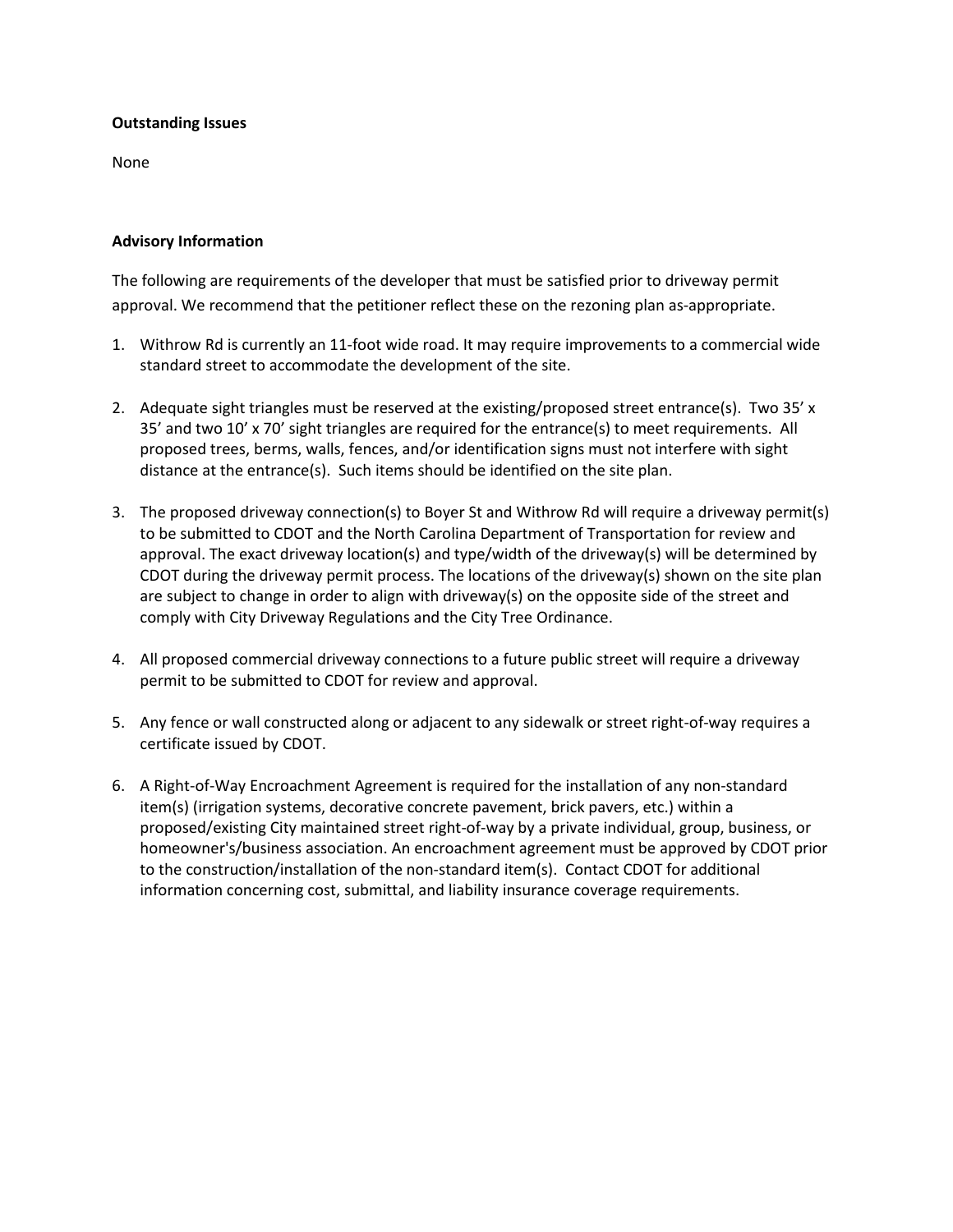**Outstanding Issues**

None

**Advisory Information**

The following are requirements of the developer that must be satisfied prior to driveway permit approval. We recommend that the petitioner reflect these on the rezoning plan as-appropriate.

1. Withrow Rd is currently an 11-foot wide road. It may require improvements to a commercial wide standard street to accommodate the development of the site.

2. Adequate sight triangles must be reserved at the existing/proposed street entrance(s). Two 35' x 35' and two 10' x 70' sight triangles are required for the entrance(s) to meet requirements. All proposed trees, berms, walls, fences, and/or identification signs must not interfere with sight distance at the entrance(s). Such items should be identified on the site plan.

3. The proposed driveway connection(s) to Boyer St and Withrow Rd will require a driveway permit(s) to be submitted to CDOT and the North Carolina Department of Transportation for review and approval. The exact driveway location(s) and type/width of the driveway(s) will be determined by CDOT during the driveway permit process. The locations of the driveway(s) shown on the site plan are subject to change in order to align with driveway(s) on the opposite side of the street and comply with City Driveway Regulations and the City Tree Ordinance.

4. All proposed commercial driveway connections to a future public street will require a driveway permit to be submitted to CDOT for review and approval.

5. Any fence or wall constructed along or adjacent to any sidewalk or street right-of-way requires a certificate issued by CDOT.

6. A Right-of-Way Encroachment Agreement is required for the installation of any non-standard item(s) (irrigation systems, decorative concrete pavement, brick pavers, etc.) within a proposed/existing City maintained street right-of-way by a private individual, group, business, or homeowner's/business association. An encroachment agreement must be approved by CDOT prior to the construction/installation of the non-standard item(s). Contact CDOT for additional information concerning cost, submittal, and liability insurance coverage requirements.